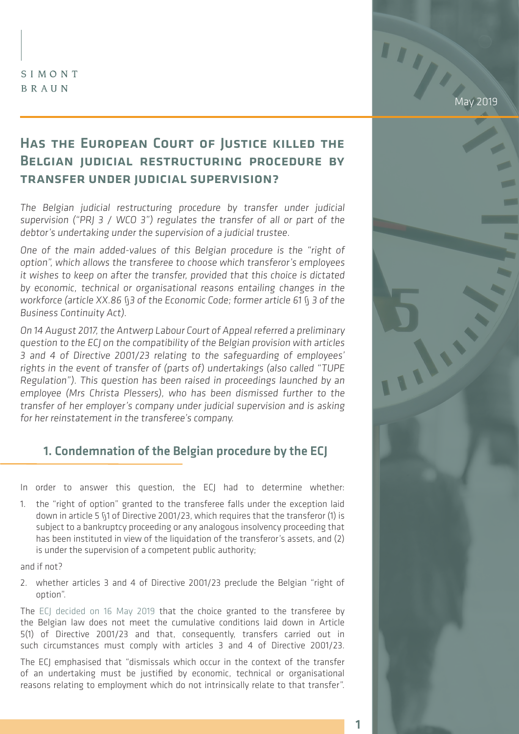SIMONT
BRAUN

May 2019

# Has the European Court of Justice killed the Belgian judicial restructuring procedure by transfer under judicial supervision?

*The Belgian judicial restructuring procedure by transfer under judicial supervision ("PRJ 3 / WCO 3") regulates the transfer of all or part of the debtor's undertaking under the supervision of a judicial trustee.*

*One of the main added-values of this Belgian procedure is the "right of option", which allows the transferee to choose which transferor's employees it wishes to keep on after the transfer, provided that this choice is dictated by economic, technical or organisational reasons entailing changes in the workforce (article XX.86 §3 of the Economic Code; former article 61 § 3 of the Business Continuity Act).*

*On 14 August 2017, the Antwerp Labour Court of Appeal referred a preliminary question to the ECJ on the compatibility of the Belgian provision with articles 3 and 4 of Directive 2001/23 relating to the safeguarding of employees' rights in the event of transfer of (parts of) undertakings (also called "TUPE Regulation"). This question has been raised in proceedings launched by an employee (Mrs Christa Plessers), who has been dismissed further to the transfer of her employer's company under judicial supervision and is asking for her reinstatement in the transferee's company.*

## 1. Condemnation of the Belgian procedure by the ECJ

In order to answer this question, the ECJ had to determine whether:

1. the "right of option" granted to the transferee falls under the exception laid down in article 5 §1 of Directive 2001/23, which requires that the transferor (1) is subject to a bankruptcy proceeding or any analogous insolvency proceeding that has been instituted in view of the liquidation of the transferor's assets, and (2) is under the supervision of a competent public authority;

and if not?

2. whether articles 3 and 4 of Directive 2001/23 preclude the Belgian "right of option".

The ECJ decided on 16 May 2019 that the choice granted to the transferee by the Belgian law does not meet the cumulative conditions laid down in Article 5(1) of Directive 2001/23 and that, consequently, transfers carried out in such circumstances must comply with articles 3 and 4 of Directive 2001/23.

The ECJ emphasised that "dismissals which occur in the context of the transfer of an undertaking must be justified by economic, technical or organisational reasons relating to employment which do not intrinsically relate to that transfer".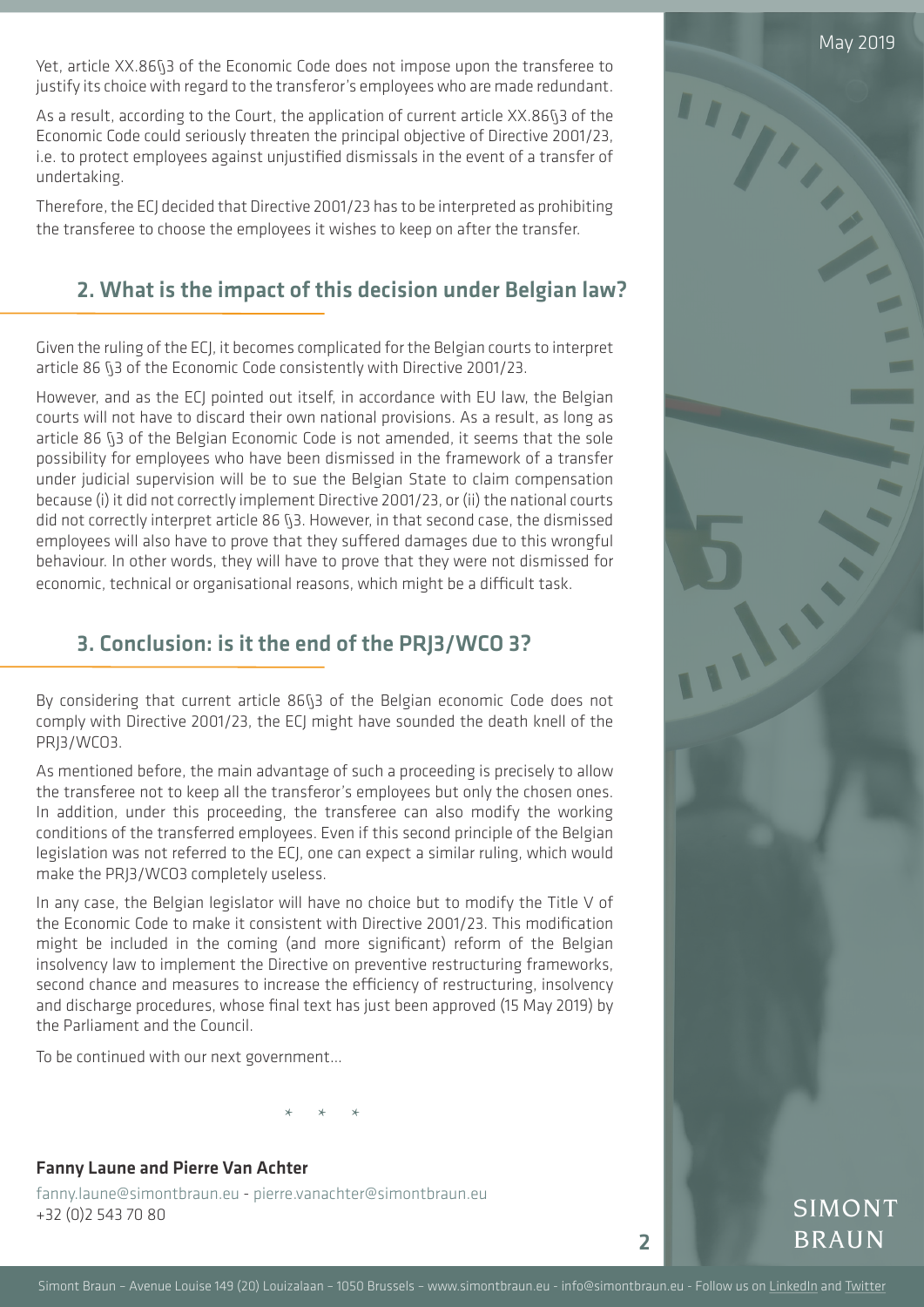Yet, article XX.86§3 of the Economic Code does not impose upon the transferee to justify its choice with regard to the transferor's employees who are made redundant.

As a result, according to the Court, the application of current article XX.86§3 of the Economic Code could seriously threaten the principal objective of Directive 2001/23, i.e. to protect employees against unjustified dismissals in the event of a transfer of undertaking.

Therefore, the ECJ decided that Directive 2001/23 has to be interpreted as prohibiting the transferee to choose the employees it wishes to keep on after the transfer.

## 2. What is the impact of this decision under Belgian law?

Given the ruling of the ECJ, it becomes complicated for the Belgian courts to interpret article 86 §3 of the Economic Code consistently with Directive 2001/23.

However, and as the ECJ pointed out itself, in accordance with EU law, the Belgian courts will not have to discard their own national provisions. As a result, as long as article 86 §3 of the Belgian Economic Code is not amended, it seems that the sole possibility for employees who have been dismissed in the framework of a transfer under judicial supervision will be to sue the Belgian State to claim compensation because (i) it did not correctly implement Directive 2001/23, or (ii) the national courts did not correctly interpret article 86 §3. However, in that second case, the dismissed employees will also have to prove that they suffered damages due to this wrongful behaviour. In other words, they will have to prove that they were not dismissed for economic, technical or organisational reasons, which might be a difficult task.

## 3. Conclusion: is it the end of the PRJ3/WCO 3?

By considering that current article 86§3 of the Belgian economic Code does not comply with Directive 2001/23, the ECJ might have sounded the death knell of the PRJ3/WCO3.

As mentioned before, the main advantage of such a proceeding is precisely to allow the transferee not to keep all the transferor's employees but only the chosen ones. In addition, under this proceeding, the transferee can also modify the working conditions of the transferred employees. Even if this second principle of the Belgian legislation was not referred to the ECJ, one can expect a similar ruling, which would make the PRJ3/WCO3 completely useless.

In any case, the Belgian legislator will have no choice but to modify the Title V of the Economic Code to make it consistent with Directive 2001/23. This modification might be included in the coming (and more significant) reform of the Belgian insolvency law to implement the Directive on preventive restructuring frameworks, second chance and measures to increase the efficiency of restructuring, insolvency and discharge procedures, whose final text has just been approved (15 May 2019) by the Parliament and the Council.

To be continued with our next government...

\* \* \*

**Fanny Laune and Pierre Van Achter**

fanny.laune@simontbraun.eu - pierre.vanachter@simontbraun.eu
+32 (0)2 543 70 80